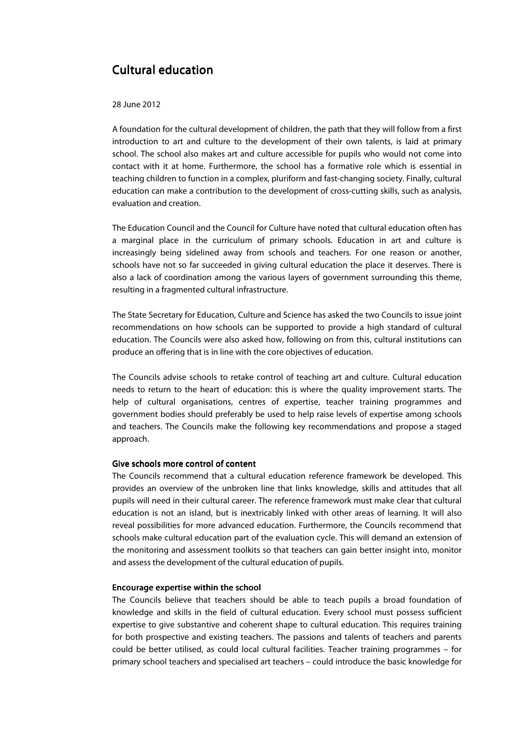# Cultural education

28 June 2012

A foundation for the cultural development of children, the path that they will follow from a first introduction to art and culture to the development of their own talents, is laid at primary school. The school also makes art and culture accessible for pupils who would not come into contact with it at home. Furthermore, the school has a formative role which is essential in teaching children to function in a complex, pluriform and fast-changing society. Finally, cultural education can make a contribution to the development of cross-cutting skills, such as analysis, evaluation and creation.

The Education Council and the Council for Culture have noted that cultural education often has a marginal place in the curriculum of primary schools. Education in art and culture is increasingly being sidelined away from schools and teachers. For one reason or another, schools have not so far succeeded in giving cultural education the place it deserves. There is also a lack of coordination among the various layers of government surrounding this theme, resulting in a fragmented cultural infrastructure.

The State Secretary for Education, Culture and Science has asked the two Councils to issue joint recommendations on how schools can be supported to provide a high standard of cultural education. The Councils were also asked how, following on from this, cultural institutions can produce an offering that is in line with the core objectives of education.

The Councils advise schools to retake control of teaching art and culture. Cultural education needs to return to the heart of education: this is where the quality improvement starts. The help of cultural organisations, centres of expertise, teacher training programmes and government bodies should preferably be used to help raise levels of expertise among schools and teachers. The Councils make the following key recommendations and propose a staged approach.

### Give schools more control of content

The Councils recommend that a cultural education reference framework be developed. This provides an overview of the unbroken line that links knowledge, skills and attitudes that all pupils will need in their cultural career. The reference framework must make clear that cultural education is not an island, but is inextricably linked with other areas of learning. It will also reveal possibilities for more advanced education. Furthermore, the Councils recommend that schools make cultural education part of the evaluation cycle. This will demand an extension of the monitoring and assessment toolkits so that teachers can gain better insight into, monitor and assess the development of the cultural education of pupils.

### Encourage expertise within the school

The Councils believe that teachers should be able to teach pupils a broad foundation of knowledge and skills in the field of cultural education. Every school must possess sufficient expertise to give substantive and coherent shape to cultural education. This requires training for both prospective and existing teachers. The passions and talents of teachers and parents could be better utilised, as could local cultural facilities. Teacher training programmes – for primary school teachers and specialised art teachers – could introduce the basic knowledge for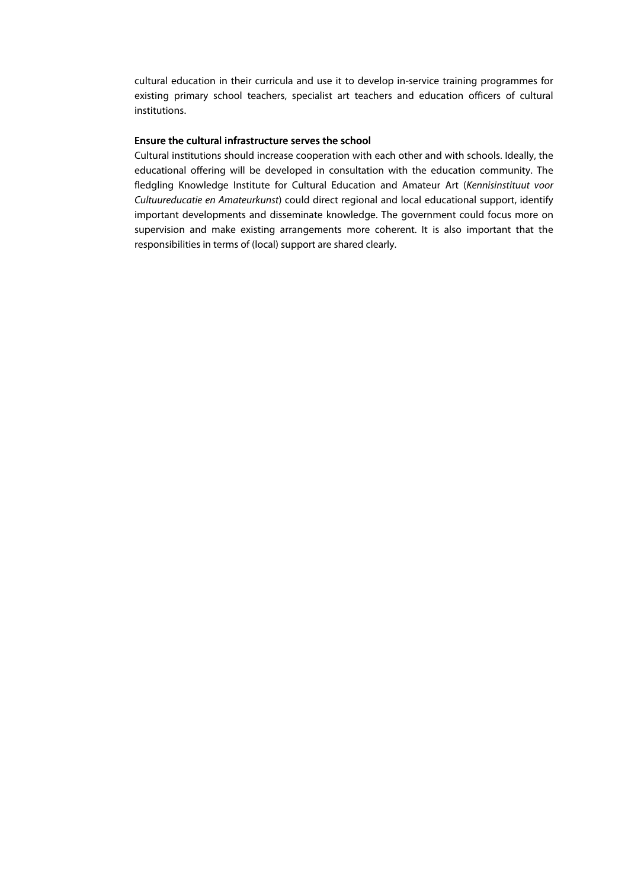cultural education in their curricula and use it to develop in-service training programmes for existing primary school teachers, specialist art teachers and education officers of cultural institutions.

**Ensure the cultural infrastructure serves the school**

Cultural institutions should increase cooperation with each other and with schools. Ideally, the educational offering will be developed in consultation with the education community. The fledgling Knowledge Institute for Cultural Education and Amateur Art (*Kennisinstituut voor Cultuureducatie en Amateurkunst*) could direct regional and local educational support, identify important developments and disseminate knowledge. The government could focus more on supervision and make existing arrangements more coherent. It is also important that the responsibilities in terms of (local) support are shared clearly.